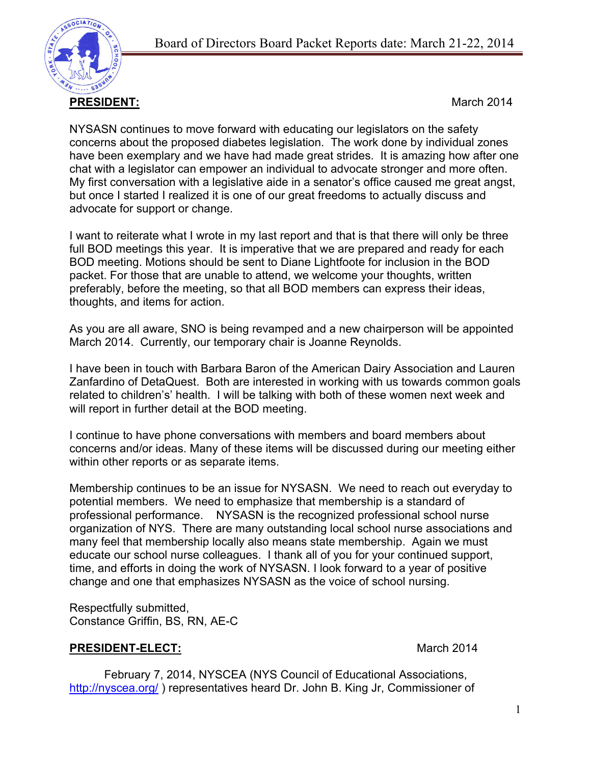Board of Directors Board Packet Reports date: March 21-22, 2014

## PRESIDENT:

March 2014

NYSASN continues to move forward with educating our legislators on the safety concerns about the proposed diabetes legislation. The work done by individual zones have been exemplary and we have had made great strides. It is amazing how after one chat with a legislator can empower an individual to advocate stronger and more often. My first conversation with a legislative aide in a senator's office caused me great angst, but once I started I realized it is one of our great freedoms to actually discuss and advocate for support or change.

I want to reiterate what I wrote in my last report and that is that there will only be three full BOD meetings this year. It is imperative that we are prepared and ready for each BOD meeting. Motions should be sent to Diane Lightfoote for inclusion in the BOD packet. For those that are unable to attend, we welcome your thoughts, written preferably, before the meeting, so that all BOD members can express their ideas, thoughts, and items for action.

As you are all aware, SNO is being revamped and a new chairperson will be appointed March 2014. Currently, our temporary chair is Joanne Reynolds.

I have been in touch with Barbara Baron of the American Dairy Association and Lauren Zanfardino of DetaQuest. Both are interested in working with us towards common goals related to children's' health. I will be talking with both of these women next week and will report in further detail at the BOD meeting.

I continue to have phone conversations with members and board members about concerns and/or ideas. Many of these items will be discussed during our meeting either within other reports or as separate items.

Membership continues to be an issue for NYSASN. We need to reach out everyday to potential members. We need to emphasize that membership is a standard of professional performance. NYSASN is the recognized professional school nurse organization of NYS. There are many outstanding local school nurse associations and many feel that membership locally also means state membership. Again we must educate our school nurse colleagues. I thank all of you for your continued support, time, and efforts in doing the work of NYSASN. I look forward to a year of positive change and one that emphasizes NYSASN as the voice of school nursing.

Respectfully submitted,
Constance Griffin, BS, RN, AE-C

## PRESIDENT-ELECT:

March 2014

February 7, 2014, NYSCEA (NYS Council of Educational Associations, http://nyscea.org/ ) representatives heard Dr. John B. King Jr, Commissioner of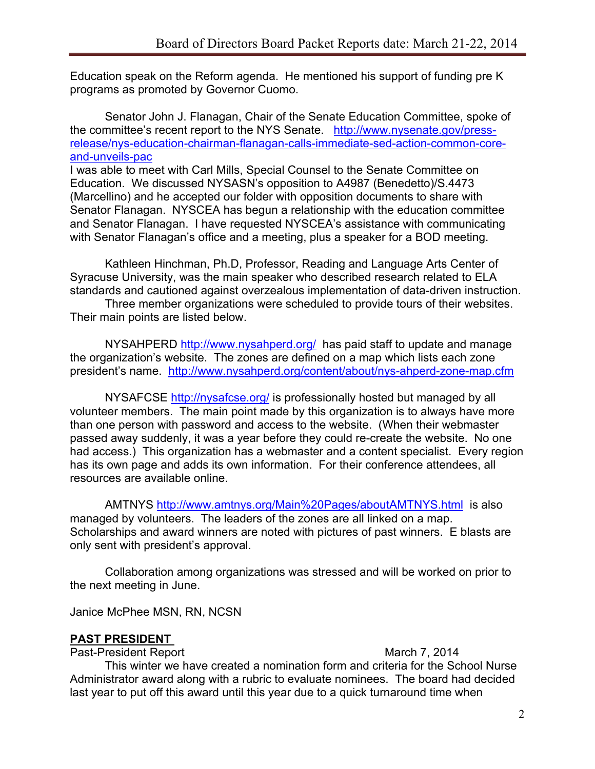Education speak on the Reform agenda. He mentioned his support of funding pre K programs as promoted by Governor Cuomo.

Senator John J. Flanagan, Chair of the Senate Education Committee, spoke of the committee's recent report to the NYS Senate. [http://www.nysenate.gov/press-release/nys-education-chairman-flanagan-calls-immediate-sed-action-common-core-and-unveils-pac](http://www.nysenate.gov/press-release/nys-education-chairman-flanagan-calls-immediate-sed-action-common-core-and-unveils-pac)
I was able to meet with Carl Mills, Special Counsel to the Senate Committee on Education. We discussed NYSASN's opposition to A4987 (Benedetto)/S.4473 (Marcellino) and he accepted our folder with opposition documents to share with Senator Flanagan. NYSCEA has begun a relationship with the education committee and Senator Flanagan. I have requested NYSCEA's assistance with communicating with Senator Flanagan's office and a meeting, plus a speaker for a BOD meeting.

Kathleen Hinchman, Ph.D, Professor, Reading and Language Arts Center of Syracuse University, was the main speaker who described research related to ELA standards and cautioned against overzealous implementation of data-driven instruction.
Three member organizations were scheduled to provide tours of their websites. Their main points are listed below.

NYSAHPERD [http://www.nysahperd.org/](http://www.nysahperd.org/) has paid staff to update and manage the organization's website. The zones are defined on a map which lists each zone president's name. [http://www.nysahperd.org/content/about/nys-ahperd-zone-map.cfm](http://www.nysahperd.org/content/about/nys-ahperd-zone-map.cfm)

NYSAFCSE [http://nysafcse.org/](http://nysafcse.org/) is professionally hosted but managed by all volunteer members. The main point made by this organization is to always have more than one person with password and access to the website. (When their webmaster passed away suddenly, it was a year before they could re-create the website. No one had access.) This organization has a webmaster and a content specialist. Every region has its own page and adds its own information. For their conference attendees, all resources are available online.

AMTNYS [http://www.amtnys.org/Main%20Pages/aboutAMTNYS.html](http://www.amtnys.org/Main%20Pages/aboutAMTNYS.html) is also managed by volunteers. The leaders of the zones are all linked on a map. Scholarships and award winners are noted with pictures of past winners. E blasts are only sent with president's approval.

Collaboration among organizations was stressed and will be worked on prior to the next meeting in June.

Janice McPhee MSN, RN, NCSN

## PAST PRESIDENT

Past-President Report March 7, 2014

This winter we have created a nomination form and criteria for the School Nurse Administrator award along with a rubric to evaluate nominees. The board had decided last year to put off this award until this year due to a quick turnaround time when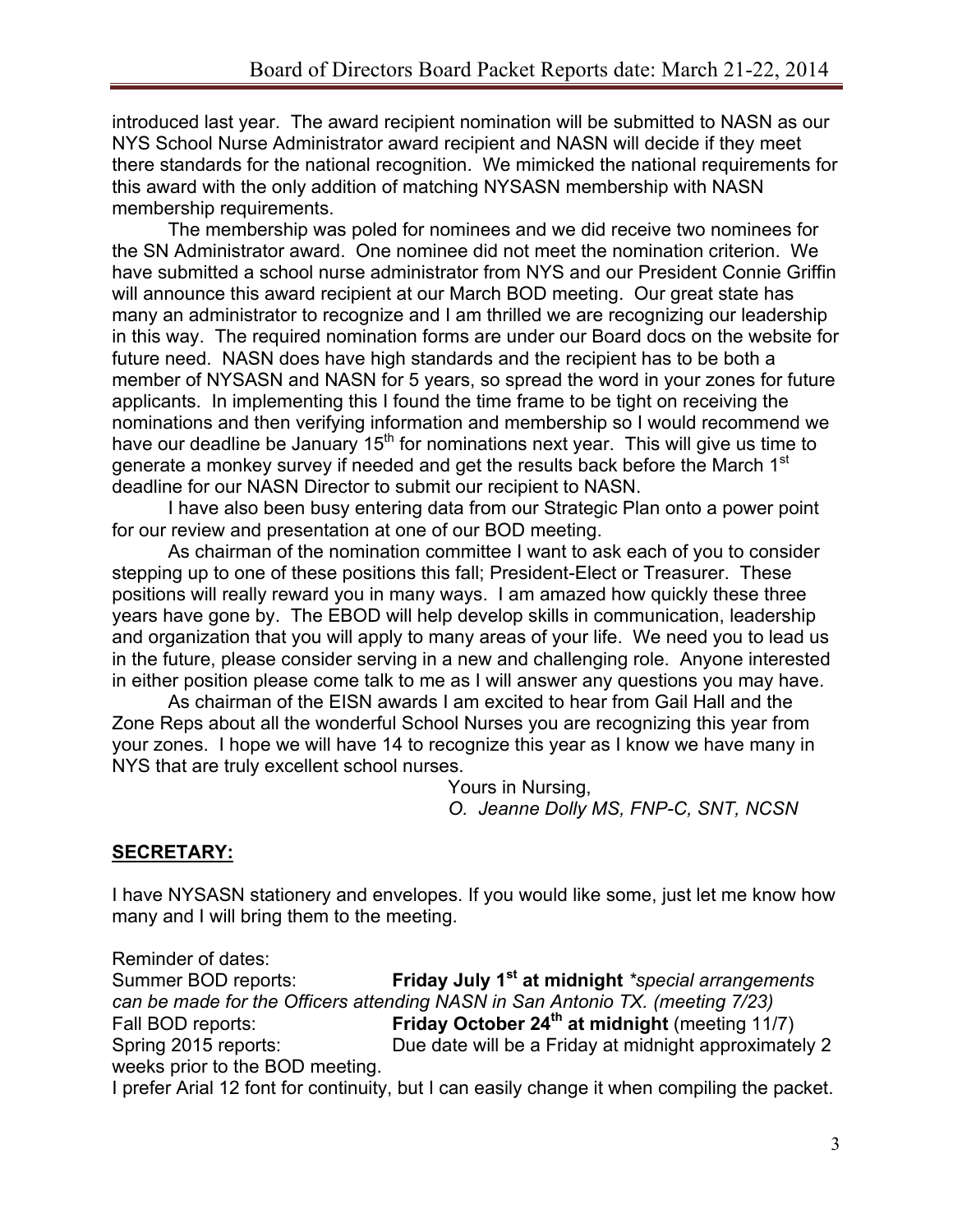introduced last year. The award recipient nomination will be submitted to NASN as our NYS School Nurse Administrator award recipient and NASN will decide if they meet there standards for the national recognition. We mimicked the national requirements for this award with the only addition of matching NYSASN membership with NASN membership requirements.

The membership was poled for nominees and we did receive two nominees for the SN Administrator award. One nominee did not meet the nomination criterion. We have submitted a school nurse administrator from NYS and our President Connie Griffin will announce this award recipient at our March BOD meeting. Our great state has many an administrator to recognize and I am thrilled we are recognizing our leadership in this way. The required nomination forms are under our Board docs on the website for future need. NASN does have high standards and the recipient has to be both a member of NYSASN and NASN for 5 years, so spread the word in your zones for future applicants. In implementing this I found the time frame to be tight on receiving the nominations and then verifying information and membership so I would recommend we have our deadline be January 15th for nominations next year. This will give us time to generate a monkey survey if needed and get the results back before the March 1st deadline for our NASN Director to submit our recipient to NASN.

I have also been busy entering data from our Strategic Plan onto a power point for our review and presentation at one of our BOD meeting.

As chairman of the nomination committee I want to ask each of you to consider stepping up to one of these positions this fall; President-Elect or Treasurer. These positions will really reward you in many ways. I am amazed how quickly these three years have gone by. The EBOD will help develop skills in communication, leadership and organization that you will apply to many areas of your life. We need you to lead us in the future, please consider serving in a new and challenging role. Anyone interested in either position please come talk to me as I will answer any questions you may have.

As chairman of the EISN awards I am excited to hear from Gail Hall and the Zone Reps about all the wonderful School Nurses you are recognizing this year from your zones. I hope we will have 14 to recognize this year as I know we have many in NYS that are truly excellent school nurses.

Yours in Nursing,
*O. Jeanne Dolly MS, FNP-C, SNT, NCSN*

## SECRETARY:

I have NYSASN stationery and envelopes. If you would like some, just let me know how many and I will bring them to the meeting.

Reminder of dates:
Summer BOD reports: **Friday July 1st at midnight** *\*special arrangements can be made for the Officers attending NASN in San Antonio TX. (meeting 7/23)*
Fall BOD reports: **Friday October 24th at midnight** (meeting 11/7)
Spring 2015 reports: Due date will be a Friday at midnight approximately 2 weeks prior to the BOD meeting.
I prefer Arial 12 font for continuity, but I can easily change it when compiling the packet.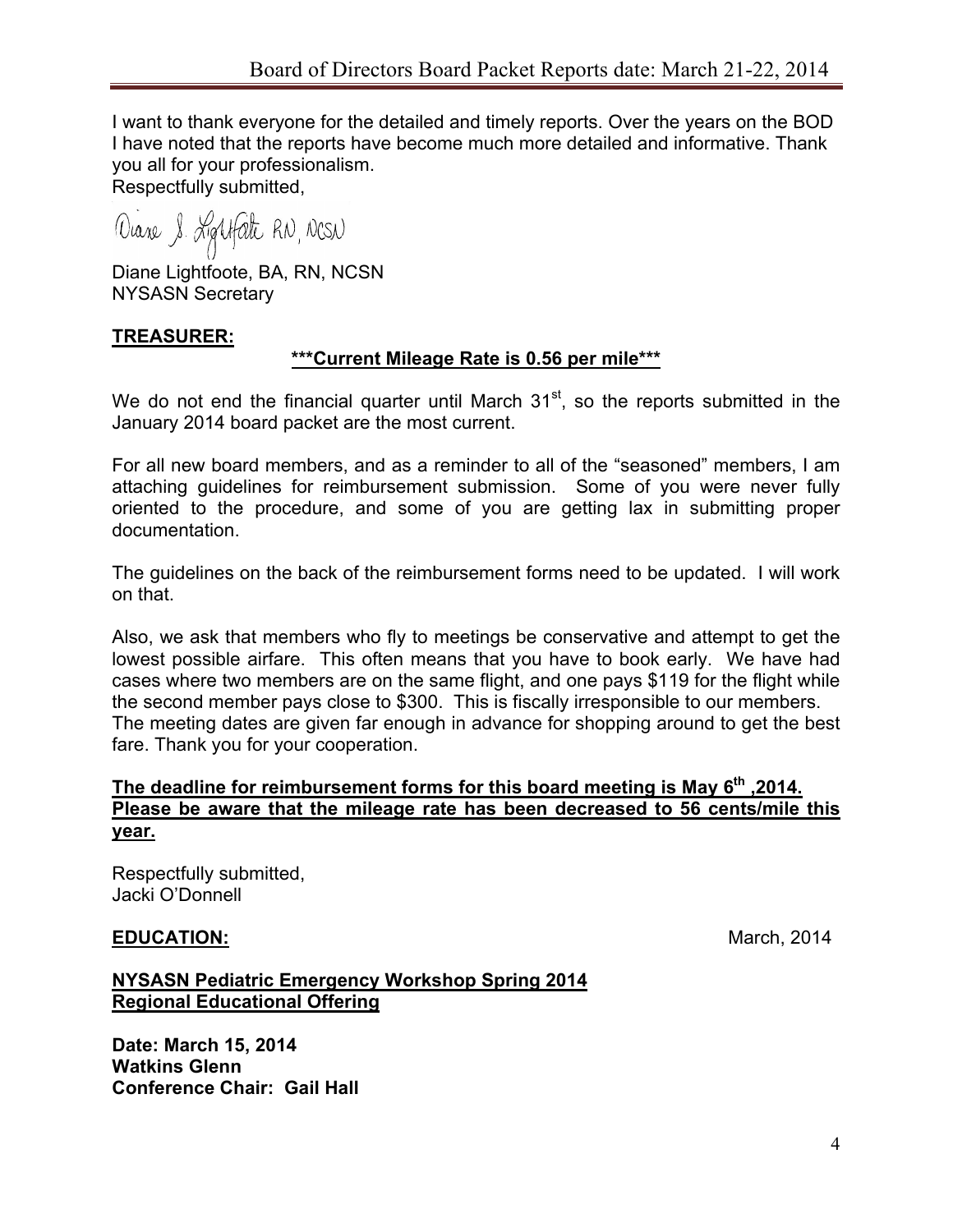I want to thank everyone for the detailed and timely reports. Over the years on the BOD I have noted that the reports have become much more detailed and informative. Thank you all for your professionalism.
Respectfully submitted,

Diane S. Lightfoote RN, NCSN

Diane Lightfoote, BA, RN, NCSN
NYSASN Secretary

**TREASURER:**

**\*\*\*Current Mileage Rate is 0.56 per mile\*\*\***

We do not end the financial quarter until March 31st, so the reports submitted in the January 2014 board packet are the most current.

For all new board members, and as a reminder to all of the "seasoned" members, I am attaching guidelines for reimbursement submission. Some of you were never fully oriented to the procedure, and some of you are getting lax in submitting proper documentation.

The guidelines on the back of the reimbursement forms need to be updated. I will work on that.

Also, we ask that members who fly to meetings be conservative and attempt to get the lowest possible airfare. This often means that you have to book early. We have had cases where two members are on the same flight, and one pays $119 for the flight while the second member pays close to $300. This is fiscally irresponsible to our members. The meeting dates are given far enough in advance for shopping around to get the best fare. Thank you for your cooperation.

**The deadline for reimbursement forms for this board meeting is May 6th ,2014. Please be aware that the mileage rate has been decreased to 56 cents/mile this year.**

Respectfully submitted,
Jacki O'Donnell

**EDUCATION:** March, 2014

**NYSASN Pediatric Emergency Workshop Spring 2014**
**Regional Educational Offering**

**Date: March 15, 2014**
**Watkins Glenn**
**Conference Chair: Gail Hall**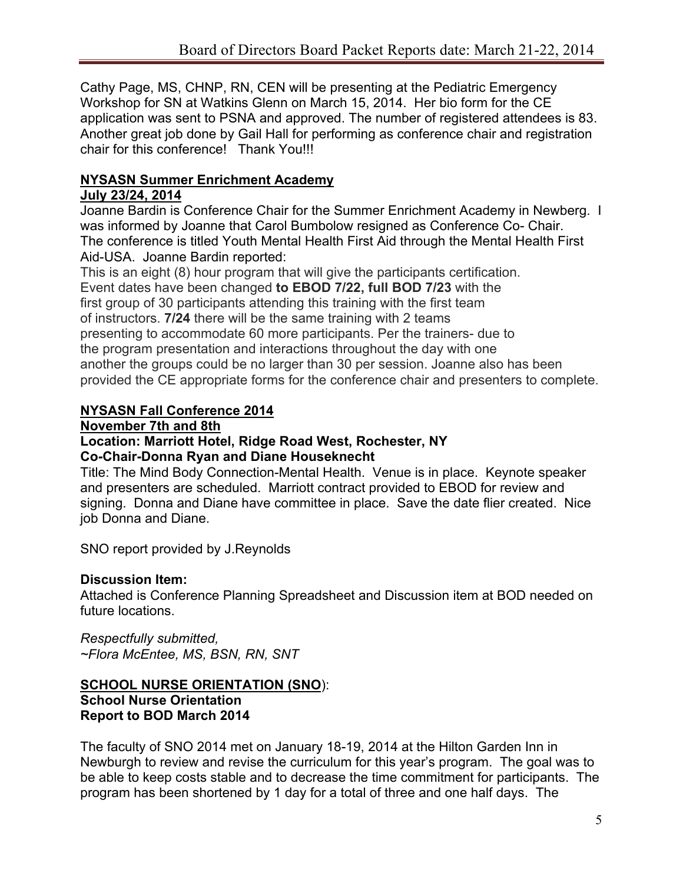Cathy Page, MS, CHNP, RN, CEN will be presenting at the Pediatric Emergency Workshop for SN at Watkins Glenn on March 15, 2014. Her bio form for the CE application was sent to PSNA and approved. The number of registered attendees is 83. Another great job done by Gail Hall for performing as conference chair and registration chair for this conference! Thank You!!!

**NYSASN Summer Enrichment Academy**
**July 23/24, 2014**

Joanne Bardin is Conference Chair for the Summer Enrichment Academy in Newberg. I was informed by Joanne that Carol Bumbolow resigned as Conference Co- Chair. The conference is titled Youth Mental Health First Aid through the Mental Health First Aid-USA. Joanne Bardin reported:

This is an eight (8) hour program that will give the participants certification. Event dates have been changed **to EBOD 7/22, full BOD 7/23** with the first group of 30 participants attending this training with the first team of instructors. **7/24** there will be the same training with 2 teams presenting to accommodate 60 more participants. Per the trainers- due to the program presentation and interactions throughout the day with one another the groups could be no larger than 30 per session. Joanne also has been provided the CE appropriate forms for the conference chair and presenters to complete.

**NYSASN Fall Conference 2014**
**November 7th and 8th**
**Location: Marriott Hotel, Ridge Road West, Rochester, NY**
**Co-Chair-Donna Ryan and Diane Houseknecht**

Title: The Mind Body Connection-Mental Health. Venue is in place. Keynote speaker and presenters are scheduled. Marriott contract provided to EBOD for review and signing. Donna and Diane have committee in place. Save the date flier created. Nice job Donna and Diane.

SNO report provided by J.Reynolds

**Discussion Item:**

Attached is Conference Planning Spreadsheet and Discussion item at BOD needed on future locations.

*Respectfully submitted,*
*~Flora McEntee, MS, BSN, RN, SNT*

**SCHOOL NURSE ORIENTATION (SNO)**:
**School Nurse Orientation**
**Report to BOD March 2014**

The faculty of SNO 2014 met on January 18-19, 2014 at the Hilton Garden Inn in Newburgh to review and revise the curriculum for this year's program. The goal was to be able to keep costs stable and to decrease the time commitment for participants. The program has been shortened by 1 day for a total of three and one half days. The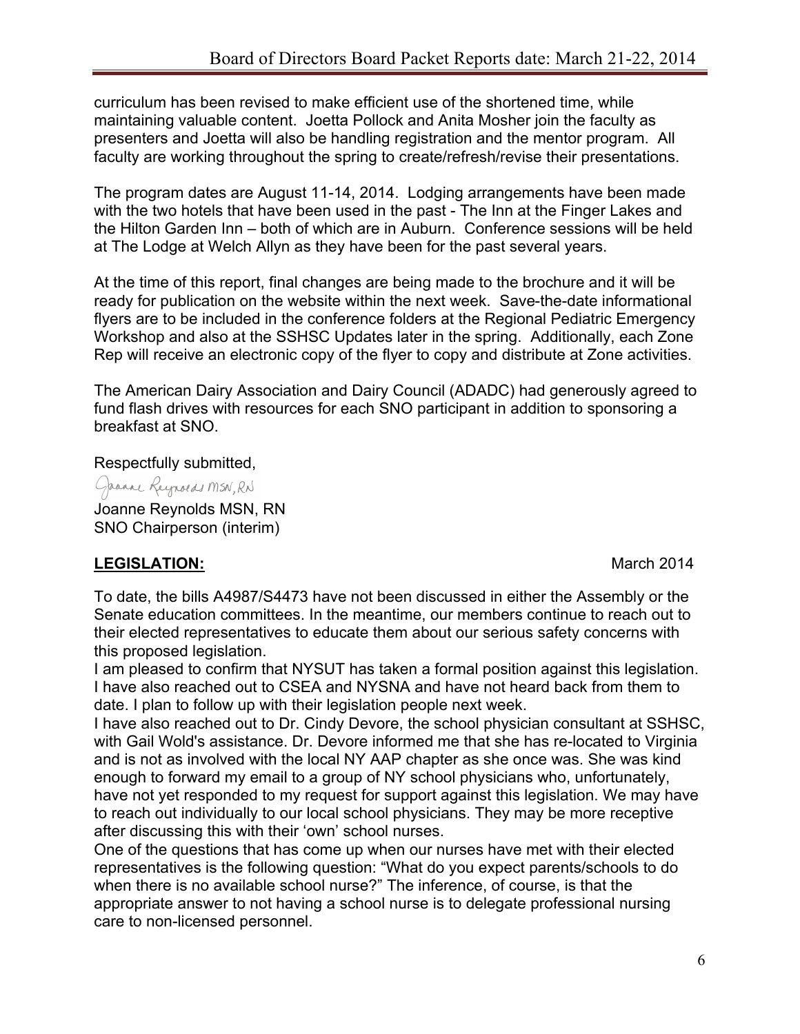curriculum has been revised to make efficient use of the shortened time, while maintaining valuable content. Joetta Pollock and Anita Mosher join the faculty as presenters and Joetta will also be handling registration and the mentor program. All faculty are working throughout the spring to create/refresh/revise their presentations.

The program dates are August 11-14, 2014. Lodging arrangements have been made with the two hotels that have been used in the past - The Inn at the Finger Lakes and the Hilton Garden Inn – both of which are in Auburn. Conference sessions will be held at The Lodge at Welch Allyn as they have been for the past several years.

At the time of this report, final changes are being made to the brochure and it will be ready for publication on the website within the next week. Save-the-date informational flyers are to be included in the conference folders at the Regional Pediatric Emergency Workshop and also at the SSHSC Updates later in the spring. Additionally, each Zone Rep will receive an electronic copy of the flyer to copy and distribute at Zone activities.

The American Dairy Association and Dairy Council (ADADC) had generously agreed to fund flash drives with resources for each SNO participant in addition to sponsoring a breakfast at SNO.

Respectfully submitted,

Joanne Reynolds MSN, RN

Joanne Reynolds MSN, RN
SNO Chairperson (interim)

**LEGISLATION:** March 2014

To date, the bills A4987/S4473 have not been discussed in either the Assembly or the Senate education committees. In the meantime, our members continue to reach out to their elected representatives to educate them about our serious safety concerns with this proposed legislation.

I am pleased to confirm that NYSUT has taken a formal position against this legislation. I have also reached out to CSEA and NYSNA and have not heard back from them to date. I plan to follow up with their legislation people next week.

I have also reached out to Dr. Cindy Devore, the school physician consultant at SSHSC, with Gail Wold's assistance. Dr. Devore informed me that she has re-located to Virginia and is not as involved with the local NY AAP chapter as she once was. She was kind enough to forward my email to a group of NY school physicians who, unfortunately, have not yet responded to my request for support against this legislation. We may have to reach out individually to our local school physicians. They may be more receptive after discussing this with their 'own' school nurses.

One of the questions that has come up when our nurses have met with their elected representatives is the following question: "What do you expect parents/schools to do when there is no available school nurse?" The inference, of course, is that the appropriate answer to not having a school nurse is to delegate professional nursing care to non-licensed personnel.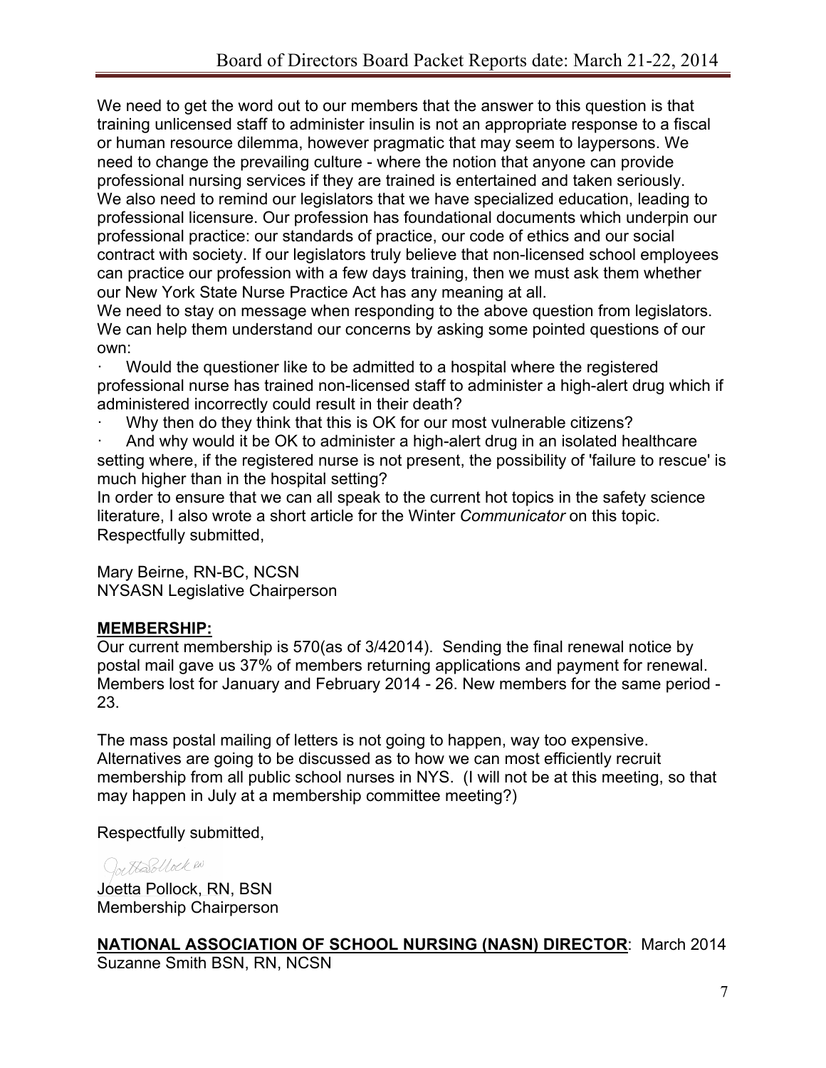We need to get the word out to our members that the answer to this question is that training unlicensed staff to administer insulin is not an appropriate response to a fiscal or human resource dilemma, however pragmatic that may seem to laypersons. We need to change the prevailing culture - where the notion that anyone can provide professional nursing services if they are trained is entertained and taken seriously. We also need to remind our legislators that we have specialized education, leading to professional licensure. Our profession has foundational documents which underpin our professional practice: our standards of practice, our code of ethics and our social contract with society. If our legislators truly believe that non-licensed school employees can practice our profession with a few days training, then we must ask them whether our New York State Nurse Practice Act has any meaning at all.

We need to stay on message when responding to the above question from legislators. We can help them understand our concerns by asking some pointed questions of our own:

- Would the questioner like to be admitted to a hospital where the registered professional nurse has trained non-licensed staff to administer a high-alert drug which if administered incorrectly could result in their death?
- Why then do they think that this is OK for our most vulnerable citizens?
- And why would it be OK to administer a high-alert drug in an isolated healthcare setting where, if the registered nurse is not present, the possibility of 'failure to rescue' is much higher than in the hospital setting?

In order to ensure that we can all speak to the current hot topics in the safety science literature, I also wrote a short article for the Winter *Communicator* on this topic.

Respectfully submitted,

Mary Beirne, RN-BC, NCSN
NYSASN Legislative Chairperson

## MEMBERSHIP:

Our current membership is 570(as of 3/42014). Sending the final renewal notice by postal mail gave us 37% of members returning applications and payment for renewal. Members lost for January and February 2014 - 26. New members for the same period - 23.

The mass postal mailing of letters is not going to happen, way too expensive. Alternatives are going to be discussed as to how we can most efficiently recruit membership from all public school nurses in NYS. (I will not be at this meeting, so that may happen in July at a membership committee meeting?)

Respectfully submitted,

Joetta Pollock RN

Joetta Pollock, RN, BSN
Membership Chairperson

## NATIONAL ASSOCIATION OF SCHOOL NURSING (NASN) DIRECTOR: March 2014

Suzanne Smith BSN, RN, NCSN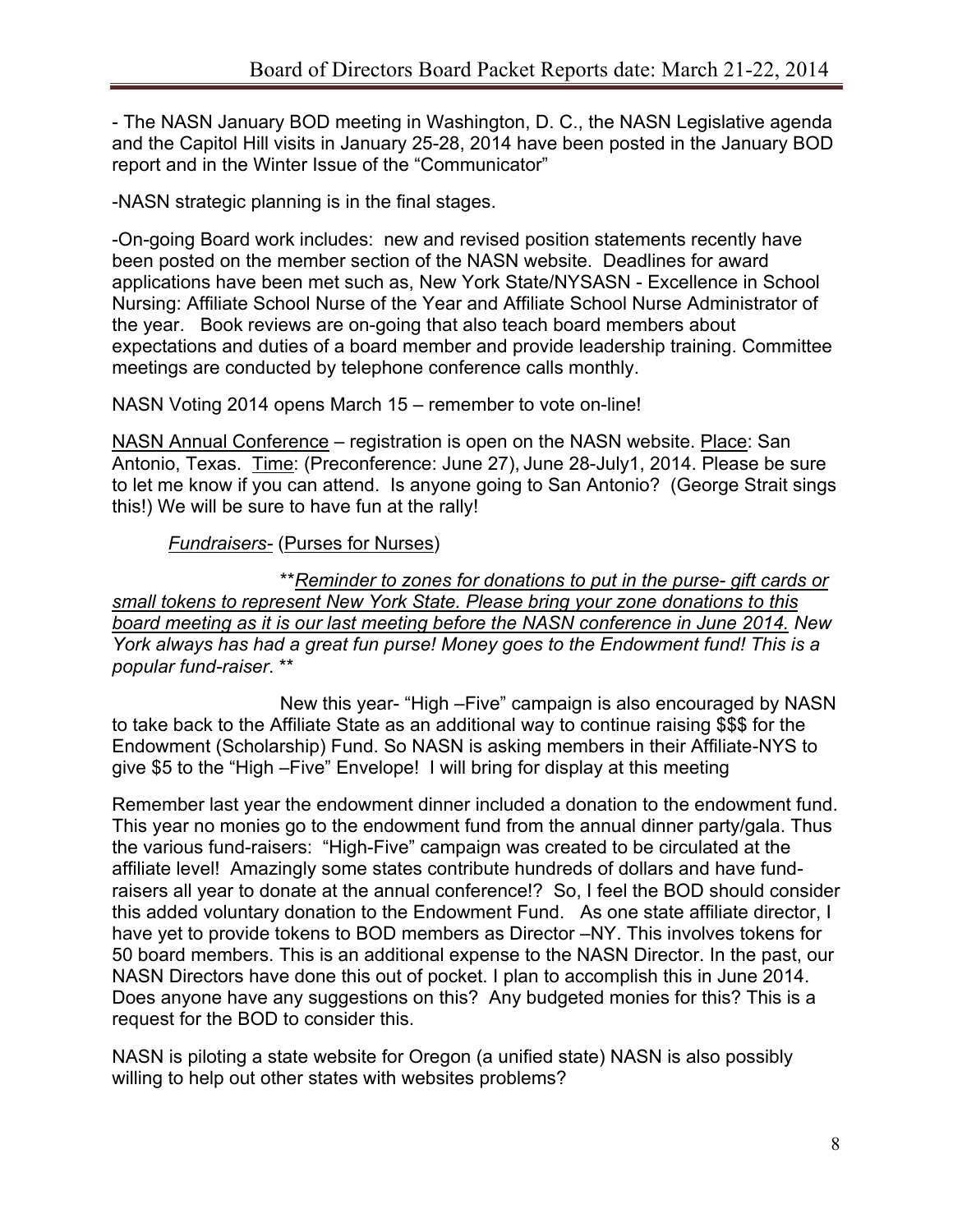- The NASN January BOD meeting in Washington, D. C., the NASN Legislative agenda and the Capitol Hill visits in January 25-28, 2014 have been posted in the January BOD report and in the Winter Issue of the "Communicator"

-NASN strategic planning is in the final stages.

-On-going Board work includes: new and revised position statements recently have been posted on the member section of the NASN website. Deadlines for award applications have been met such as, New York State/NYSASN - Excellence in School Nursing: Affiliate School Nurse of the Year and Affiliate School Nurse Administrator of the year. Book reviews are on-going that also teach board members about expectations and duties of a board member and provide leadership training. Committee meetings are conducted by telephone conference calls monthly.

NASN Voting 2014 opens March 15 – remember to vote on-line!

<u>NASN Annual Conference</u> – registration is open on the NASN website. <u>Place</u>: San Antonio, Texas. <u>Time</u>: (Preconference: June 27), June 28-July1, 2014. Please be sure to let me know if you can attend. Is anyone going to San Antonio? (George Strait sings this!) We will be sure to have fun at the rally!

*<u>Fundraisers</u>*- (<u>Purses for Nurses</u>)

\*\**<u>Reminder to zones for donations to put in the purse- gift cards or small tokens to represent New York State. Please bring your zone donations to this board meeting as it is our last meeting before the NASN conference in June 2014.</u> New York always has had a great fun purse! Money goes to the Endowment fund! This is a popular fund-raiser*. \*\*

New this year- "High –Five" campaign is also encouraged by NASN to take back to the Affiliate State as an additional way to continue raising $$$ for the Endowment (Scholarship) Fund. So NASN is asking members in their Affiliate-NYS to give $5 to the "High –Five" Envelope! I will bring for display at this meeting

Remember last year the endowment dinner included a donation to the endowment fund. This year no monies go to the endowment fund from the annual dinner party/gala. Thus the various fund-raisers: "High-Five" campaign was created to be circulated at the affiliate level! Amazingly some states contribute hundreds of dollars and have fund-raisers all year to donate at the annual conference!? So, I feel the BOD should consider this added voluntary donation to the Endowment Fund. As one state affiliate director, I have yet to provide tokens to BOD members as Director –NY. This involves tokens for 50 board members. This is an additional expense to the NASN Director. In the past, our NASN Directors have done this out of pocket. I plan to accomplish this in June 2014. Does anyone have any suggestions on this? Any budgeted monies for this? This is a request for the BOD to consider this.

NASN is piloting a state website for Oregon (a unified state) NASN is also possibly willing to help out other states with websites problems?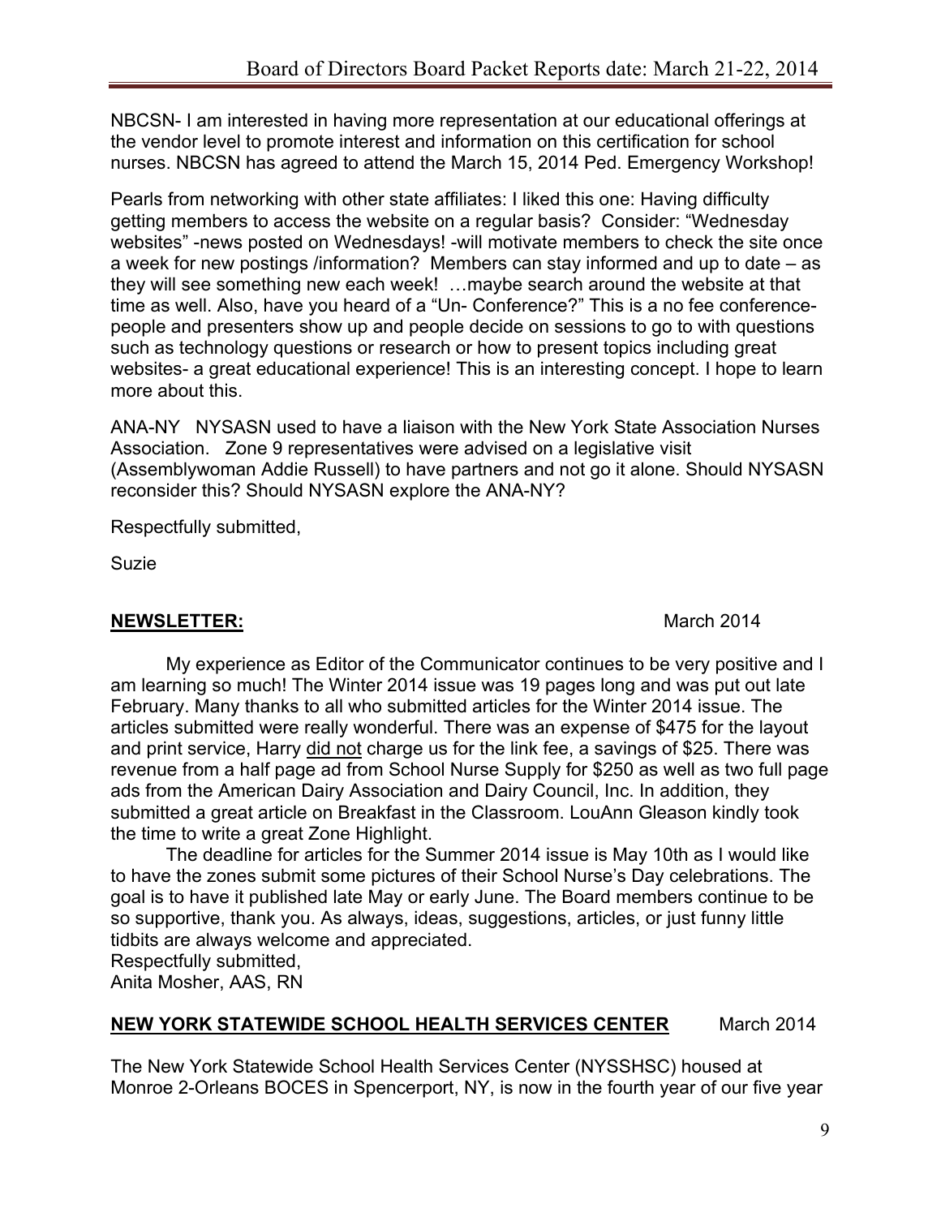NBCSN- I am interested in having more representation at our educational offerings at the vendor level to promote interest and information on this certification for school nurses. NBCSN has agreed to attend the March 15, 2014 Ped. Emergency Workshop!

Pearls from networking with other state affiliates: I liked this one: Having difficulty getting members to access the website on a regular basis? Consider: "Wednesday websites" -news posted on Wednesdays! -will motivate members to check the site once a week for new postings /information? Members can stay informed and up to date – as they will see something new each week! …maybe search around the website at that time as well. Also, have you heard of a "Un- Conference?" This is a no fee conference- people and presenters show up and people decide on sessions to go to with questions such as technology questions or research or how to present topics including great websites- a great educational experience! This is an interesting concept. I hope to learn more about this.

ANA-NY NYSASN used to have a liaison with the New York State Association Nurses Association. Zone 9 representatives were advised on a legislative visit (Assemblywoman Addie Russell) to have partners and not go it alone. Should NYSASN reconsider this? Should NYSASN explore the ANA-NY?

Respectfully submitted,

Suzie

## NEWSLETTER: March 2014

My experience as Editor of the Communicator continues to be very positive and I am learning so much! The Winter 2014 issue was 19 pages long and was put out late February. Many thanks to all who submitted articles for the Winter 2014 issue. The articles submitted were really wonderful. There was an expense of $475 for the layout and print service, Harry did not charge us for the link fee, a savings of $25. There was revenue from a half page ad from School Nurse Supply for $250 as well as two full page ads from the American Dairy Association and Dairy Council, Inc. In addition, they submitted a great article on Breakfast in the Classroom. LouAnn Gleason kindly took the time to write a great Zone Highlight.

The deadline for articles for the Summer 2014 issue is May 10th as I would like to have the zones submit some pictures of their School Nurse's Day celebrations. The goal is to have it published late May or early June. The Board members continue to be so supportive, thank you. As always, ideas, suggestions, articles, or just funny little tidbits are always welcome and appreciated.

Respectfully submitted,
Anita Mosher, AAS, RN

## NEW YORK STATEWIDE SCHOOL HEALTH SERVICES CENTER March 2014

The New York Statewide School Health Services Center (NYSSHSC) housed at Monroe 2-Orleans BOCES in Spencerport, NY, is now in the fourth year of our five year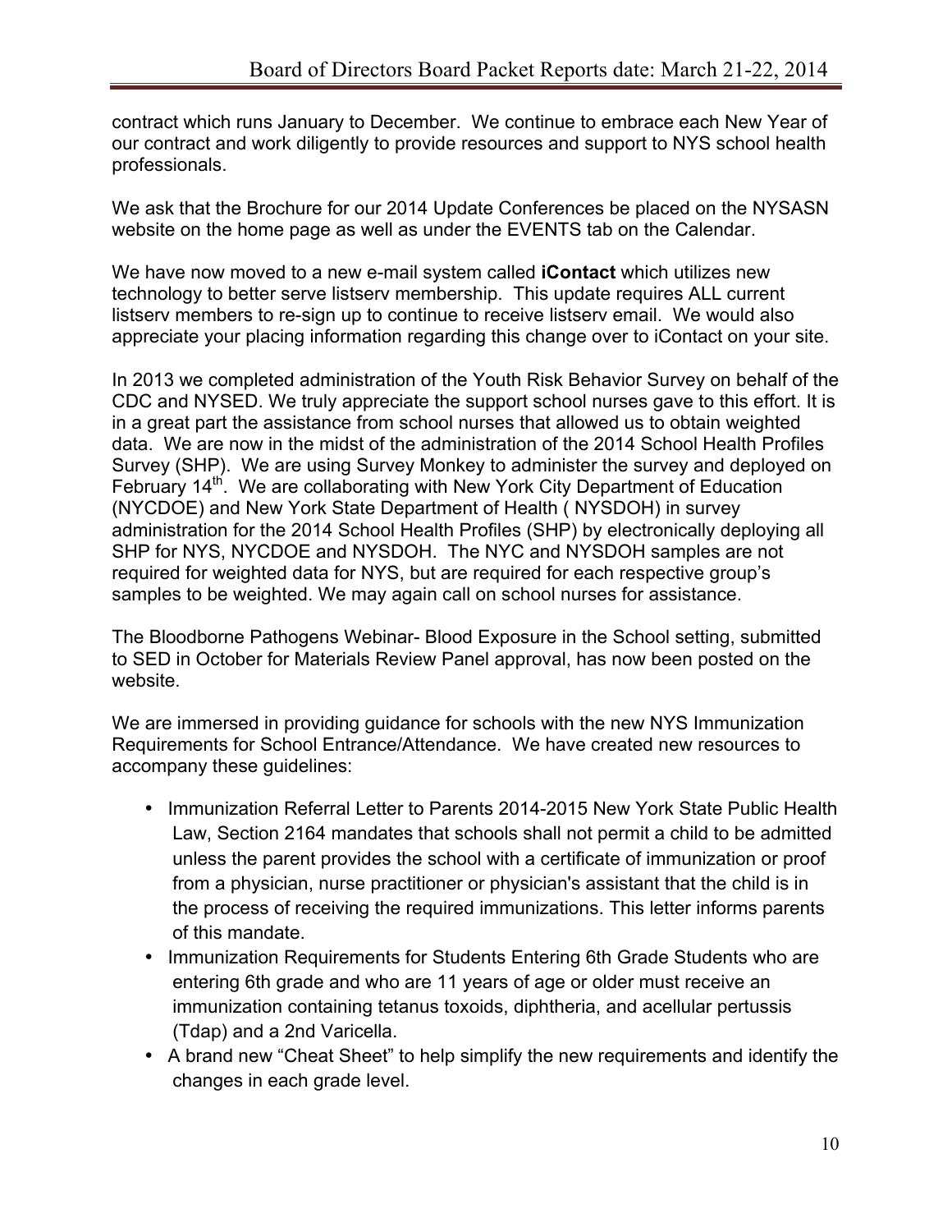contract which runs January to December. We continue to embrace each New Year of our contract and work diligently to provide resources and support to NYS school health professionals.

We ask that the Brochure for our 2014 Update Conferences be placed on the NYSASN website on the home page as well as under the EVENTS tab on the Calendar.

We have now moved to a new e-mail system called **iContact** which utilizes new technology to better serve listserv membership. This update requires ALL current listserv members to re-sign up to continue to receive listserv email. We would also appreciate your placing information regarding this change over to iContact on your site.

In 2013 we completed administration of the Youth Risk Behavior Survey on behalf of the CDC and NYSED. We truly appreciate the support school nurses gave to this effort. It is in a great part the assistance from school nurses that allowed us to obtain weighted data. We are now in the midst of the administration of the 2014 School Health Profiles Survey (SHP). We are using Survey Monkey to administer the survey and deployed on February 14th. We are collaborating with New York City Department of Education (NYCDOE) and New York State Department of Health ( NYSDOH) in survey administration for the 2014 School Health Profiles (SHP) by electronically deploying all SHP for NYS, NYCDOE and NYSDOH. The NYC and NYSDOH samples are not required for weighted data for NYS, but are required for each respective group's samples to be weighted. We may again call on school nurses for assistance.

The Bloodborne Pathogens Webinar- Blood Exposure in the School setting, submitted to SED in October for Materials Review Panel approval, has now been posted on the website.

We are immersed in providing guidance for schools with the new NYS Immunization Requirements for School Entrance/Attendance. We have created new resources to accompany these guidelines:

- Immunization Referral Letter to Parents 2014-2015 New York State Public Health Law, Section 2164 mandates that schools shall not permit a child to be admitted unless the parent provides the school with a certificate of immunization or proof from a physician, nurse practitioner or physician's assistant that the child is in the process of receiving the required immunizations. This letter informs parents of this mandate.
- Immunization Requirements for Students Entering 6th Grade Students who are entering 6th grade and who are 11 years of age or older must receive an immunization containing tetanus toxoids, diphtheria, and acellular pertussis (Tdap) and a 2nd Varicella.
- A brand new "Cheat Sheet" to help simplify the new requirements and identify the changes in each grade level.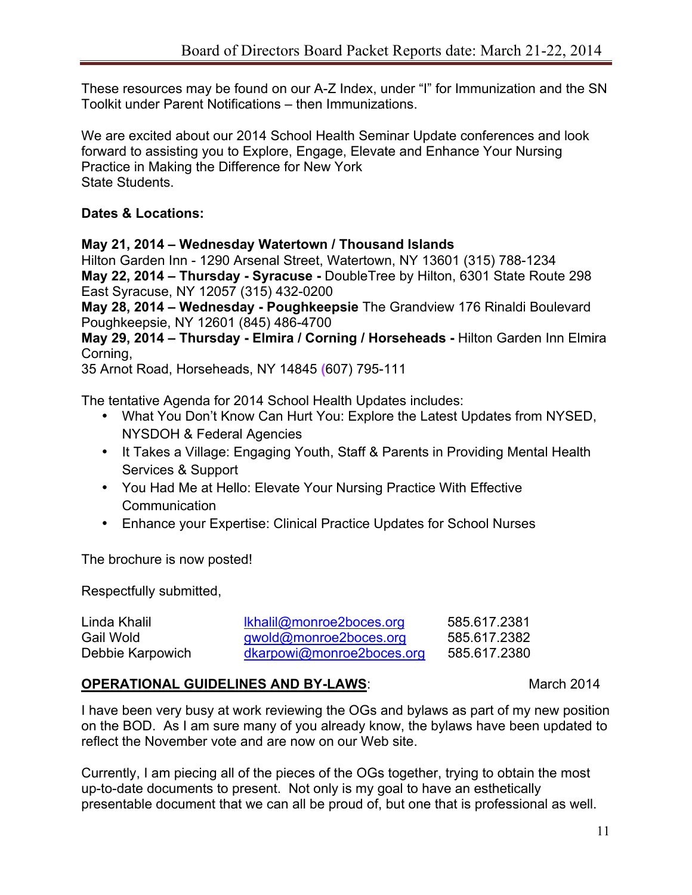These resources may be found on our A-Z Index, under "I" for Immunization and the SN Toolkit under Parent Notifications – then Immunizations.

We are excited about our 2014 School Health Seminar Update conferences and look forward to assisting you to Explore, Engage, Elevate and Enhance Your Nursing Practice in Making the Difference for New York State Students.

**Dates & Locations:**

**May 21, 2014 – Wednesday Watertown / Thousand Islands**
Hilton Garden Inn - 1290 Arsenal Street, Watertown, NY 13601 (315) 788-1234
**May 22, 2014 – Thursday - Syracuse -** DoubleTree by Hilton, 6301 State Route 298 East Syracuse, NY 12057 (315) 432-0200
**May 28, 2014 – Wednesday - Poughkeepsie** The Grandview 176 Rinaldi Boulevard Poughkeepsie, NY 12601 (845) 486-4700
**May 29, 2014 – Thursday - Elmira / Corning / Horseheads -** Hilton Garden Inn Elmira Corning,
35 Arnot Road, Horseheads, NY 14845 (607) 795-111

The tentative Agenda for 2014 School Health Updates includes:

- What You Don't Know Can Hurt You: Explore the Latest Updates from NYSED, NYSDOH & Federal Agencies
- It Takes a Village: Engaging Youth, Staff & Parents in Providing Mental Health Services & Support
- You Had Me at Hello: Elevate Your Nursing Practice With Effective Communication
- Enhance your Expertise: Clinical Practice Updates for School Nurses

The brochure is now posted!

Respectfully submitted,

| | | |
|---|---|---|
| Linda Khalil | lkhalil@monroe2boces.org | 585.617.2381 |
| Gail Wold | gwold@monroe2boces.org | 585.617.2382 |
| Debbie Karpowich | dkarpowi@monroe2boces.org | 585.617.2380 |

**OPERATIONAL GUIDELINES AND BY-LAWS**: March 2014

I have been very busy at work reviewing the OGs and bylaws as part of my new position on the BOD. As I am sure many of you already know, the bylaws have been updated to reflect the November vote and are now on our Web site.

Currently, I am piecing all of the pieces of the OGs together, trying to obtain the most up-to-date documents to present. Not only is my goal to have an esthetically presentable document that we can all be proud of, but one that is professional as well.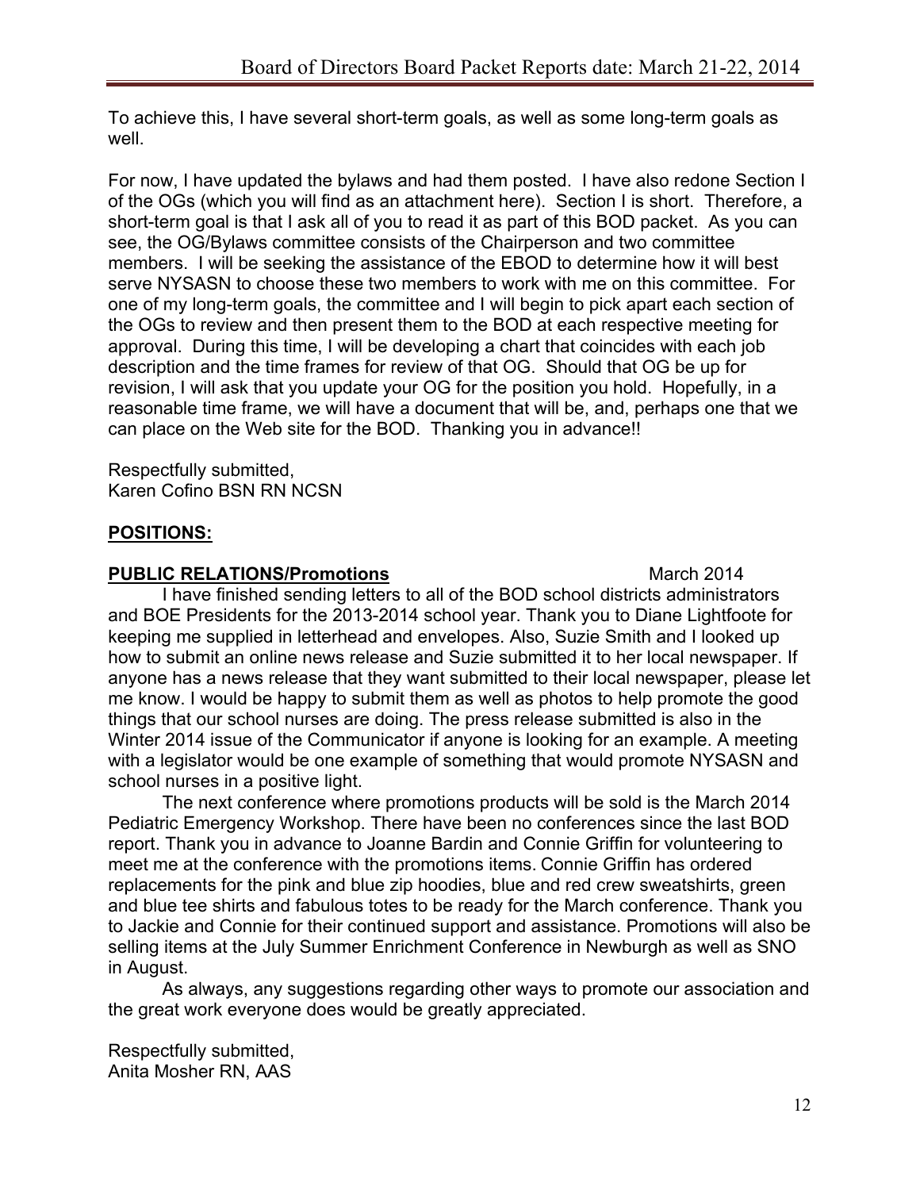To achieve this, I have several short-term goals, as well as some long-term goals as well.

For now, I have updated the bylaws and had them posted. I have also redone Section I of the OGs (which you will find as an attachment here). Section I is short. Therefore, a short-term goal is that I ask all of you to read it as part of this BOD packet. As you can see, the OG/Bylaws committee consists of the Chairperson and two committee members. I will be seeking the assistance of the EBOD to determine how it will best serve NYSASN to choose these two members to work with me on this committee. For one of my long-term goals, the committee and I will begin to pick apart each section of the OGs to review and then present them to the BOD at each respective meeting for approval. During this time, I will be developing a chart that coincides with each job description and the time frames for review of that OG. Should that OG be up for revision, I will ask that you update your OG for the position you hold. Hopefully, in a reasonable time frame, we will have a document that will be, and, perhaps one that we can place on the Web site for the BOD. Thanking you in advance!!

Respectfully submitted,
Karen Cofino BSN RN NCSN

## **POSITIONS:**

### **PUBLIC RELATIONS/Promotions** March 2014

I have finished sending letters to all of the BOD school districts administrators and BOE Presidents for the 2013-2014 school year. Thank you to Diane Lightfoote for keeping me supplied in letterhead and envelopes. Also, Suzie Smith and I looked up how to submit an online news release and Suzie submitted it to her local newspaper. If anyone has a news release that they want submitted to their local newspaper, please let me know. I would be happy to submit them as well as photos to help promote the good things that our school nurses are doing. The press release submitted is also in the Winter 2014 issue of the Communicator if anyone is looking for an example. A meeting with a legislator would be one example of something that would promote NYSASN and school nurses in a positive light.

The next conference where promotions products will be sold is the March 2014 Pediatric Emergency Workshop. There have been no conferences since the last BOD report. Thank you in advance to Joanne Bardin and Connie Griffin for volunteering to meet me at the conference with the promotions items. Connie Griffin has ordered replacements for the pink and blue zip hoodies, blue and red crew sweatshirts, green and blue tee shirts and fabulous totes to be ready for the March conference. Thank you to Jackie and Connie for their continued support and assistance. Promotions will also be selling items at the July Summer Enrichment Conference in Newburgh as well as SNO in August.

As always, any suggestions regarding other ways to promote our association and the great work everyone does would be greatly appreciated.

Respectfully submitted,
Anita Mosher RN, AAS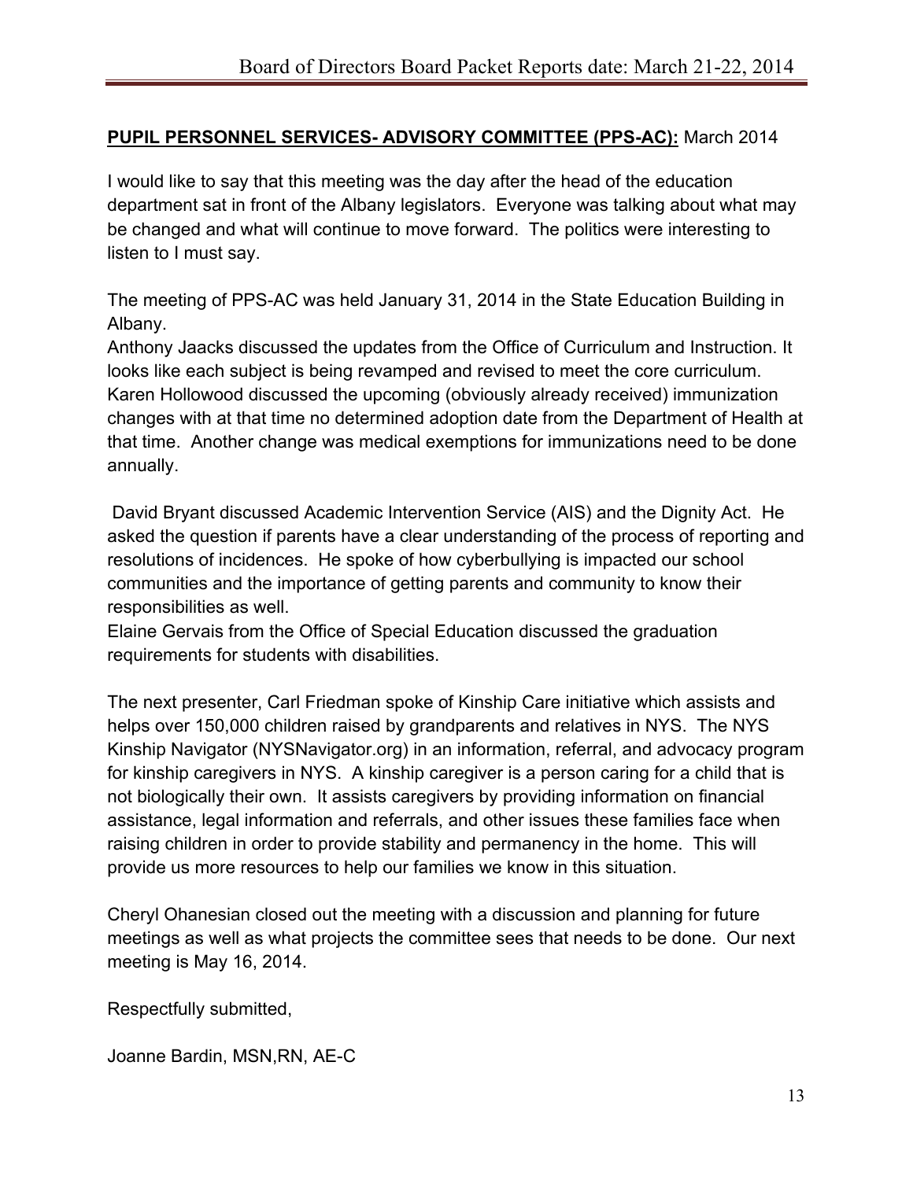**PUPIL PERSONNEL SERVICES- ADVISORY COMMITTEE (PPS-AC):** March 2014

I would like to say that this meeting was the day after the head of the education department sat in front of the Albany legislators. Everyone was talking about what may be changed and what will continue to move forward. The politics were interesting to listen to I must say.

The meeting of PPS-AC was held January 31, 2014 in the State Education Building in Albany.
Anthony Jaacks discussed the updates from the Office of Curriculum and Instruction. It looks like each subject is being revamped and revised to meet the core curriculum. Karen Hollowood discussed the upcoming (obviously already received) immunization changes with at that time no determined adoption date from the Department of Health at that time. Another change was medical exemptions for immunizations need to be done annually.

David Bryant discussed Academic Intervention Service (AIS) and the Dignity Act. He asked the question if parents have a clear understanding of the process of reporting and resolutions of incidences. He spoke of how cyberbullying is impacted our school communities and the importance of getting parents and community to know their responsibilities as well.
Elaine Gervais from the Office of Special Education discussed the graduation requirements for students with disabilities.

The next presenter, Carl Friedman spoke of Kinship Care initiative which assists and helps over 150,000 children raised by grandparents and relatives in NYS. The NYS Kinship Navigator (NYSNavigator.org) in an information, referral, and advocacy program for kinship caregivers in NYS. A kinship caregiver is a person caring for a child that is not biologically their own. It assists caregivers by providing information on financial assistance, legal information and referrals, and other issues these families face when raising children in order to provide stability and permanency in the home. This will provide us more resources to help our families we know in this situation.

Cheryl Ohanesian closed out the meeting with a discussion and planning for future meetings as well as what projects the committee sees that needs to be done. Our next meeting is May 16, 2014.

Respectfully submitted,

Joanne Bardin, MSN,RN, AE-C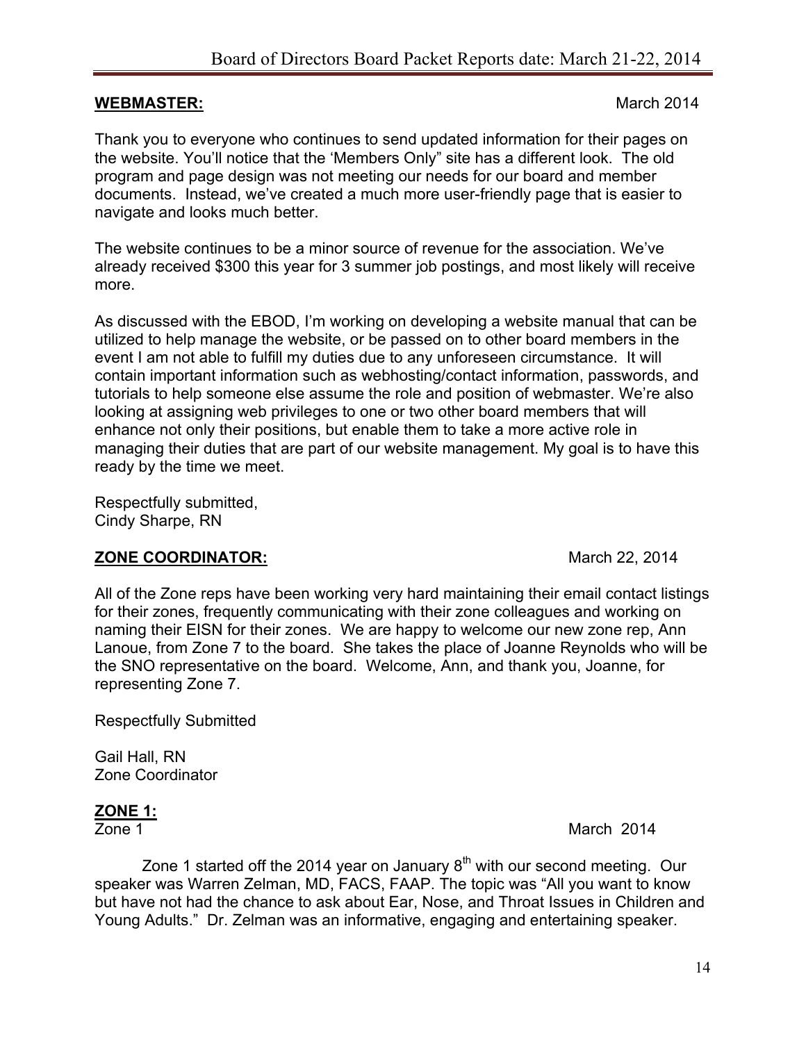**WEBMASTER:** March 2014

Thank you to everyone who continues to send updated information for their pages on the website. You'll notice that the 'Members Only" site has a different look. The old program and page design was not meeting our needs for our board and member documents. Instead, we've created a much more user-friendly page that is easier to navigate and looks much better.

The website continues to be a minor source of revenue for the association. We've already received $300 this year for 3 summer job postings, and most likely will receive more.

As discussed with the EBOD, I'm working on developing a website manual that can be utilized to help manage the website, or be passed on to other board members in the event I am not able to fulfill my duties due to any unforeseen circumstance. It will contain important information such as webhosting/contact information, passwords, and tutorials to help someone else assume the role and position of webmaster. We're also looking at assigning web privileges to one or two other board members that will enhance not only their positions, but enable them to take a more active role in managing their duties that are part of our website management. My goal is to have this ready by the time we meet.

Respectfully submitted,
Cindy Sharpe, RN

**ZONE COORDINATOR:** March 22, 2014

All of the Zone reps have been working very hard maintaining their email contact listings for their zones, frequently communicating with their zone colleagues and working on naming their EISN for their zones. We are happy to welcome our new zone rep, Ann Lanoue, from Zone 7 to the board. She takes the place of Joanne Reynolds who will be the SNO representative on the board. Welcome, Ann, and thank you, Joanne, for representing Zone 7.

Respectfully Submitted

Gail Hall, RN
Zone Coordinator

**ZONE 1:**

Zone 1 March 2014

Zone 1 started off the 2014 year on January 8th with our second meeting. Our speaker was Warren Zelman, MD, FACS, FAAP. The topic was "All you want to know but have not had the chance to ask about Ear, Nose, and Throat Issues in Children and Young Adults." Dr. Zelman was an informative, engaging and entertaining speaker.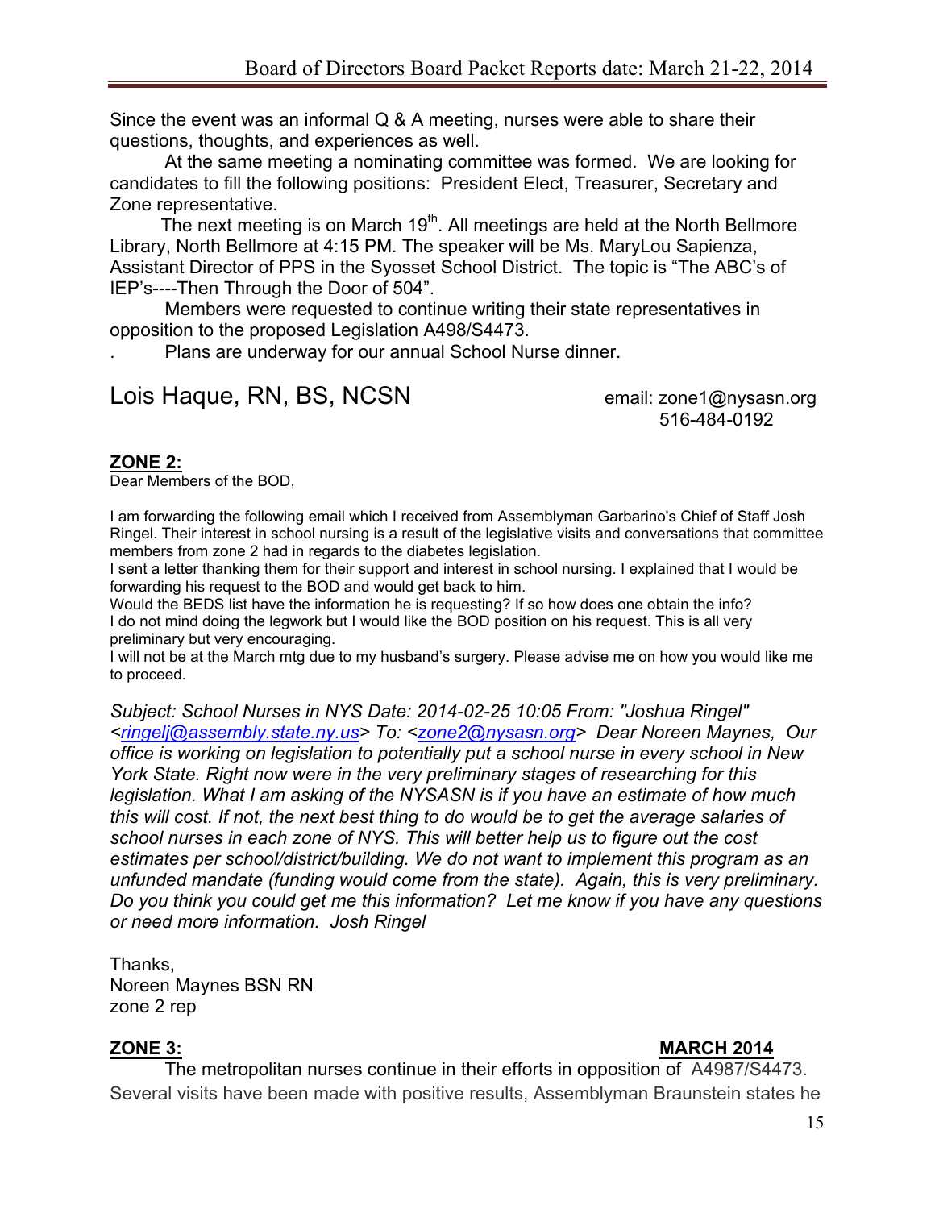Since the event was an informal Q & A meeting, nurses were able to share their questions, thoughts, and experiences as well.

At the same meeting a nominating committee was formed. We are looking for candidates to fill the following positions: President Elect, Treasurer, Secretary and Zone representative.

The next meeting is on March 19th. All meetings are held at the North Bellmore Library, North Bellmore at 4:15 PM. The speaker will be Ms. MaryLou Sapienza, Assistant Director of PPS in the Syosset School District. The topic is "The ABC's of IEP's----Then Through the Door of 504".

Members were requested to continue writing their state representatives in opposition to the proposed Legislation A498/S4473.

. Plans are underway for our annual School Nurse dinner.

Lois Haque, RN, BS, NCSN — email: zone1@nysasn.org
516-484-0192

## ZONE 2:

Dear Members of the BOD,

I am forwarding the following email which I received from Assemblyman Garbarino's Chief of Staff Josh Ringel. Their interest in school nursing is a result of the legislative visits and conversations that committee members from zone 2 had in regards to the diabetes legislation.

I sent a letter thanking them for their support and interest in school nursing. I explained that I would be forwarding his request to the BOD and would get back to him.

Would the BEDS list have the information he is requesting? If so how does one obtain the info?

I do not mind doing the legwork but I would like the BOD position on his request. This is all very preliminary but very encouraging.

I will not be at the March mtg due to my husband's surgery. Please advise me on how you would like me to proceed.

*Subject: School Nurses in NYS Date: 2014-02-25 10:05 From: "Joshua Ringel" <ringelj@assembly.state.ny.us> To: <zone2@nysasn.org> Dear Noreen Maynes, Our office is working on legislation to potentially put a school nurse in every school in New York State. Right now were in the very preliminary stages of researching for this legislation. What I am asking of the NYSASN is if you have an estimate of how much this will cost. If not, the next best thing to do would be to get the average salaries of school nurses in each zone of NYS. This will better help us to figure out the cost estimates per school/district/building. We do not want to implement this program as an unfunded mandate (funding would come from the state). Again, this is very preliminary. Do you think you could get me this information? Let me know if you have any questions or need more information. Josh Ringel*

Thanks,
Noreen Maynes BSN RN
zone 2 rep

## ZONE 3: MARCH 2014

The metropolitan nurses continue in their efforts in opposition of A4987/S4473. Several visits have been made with positive results, Assemblyman Braunstein states he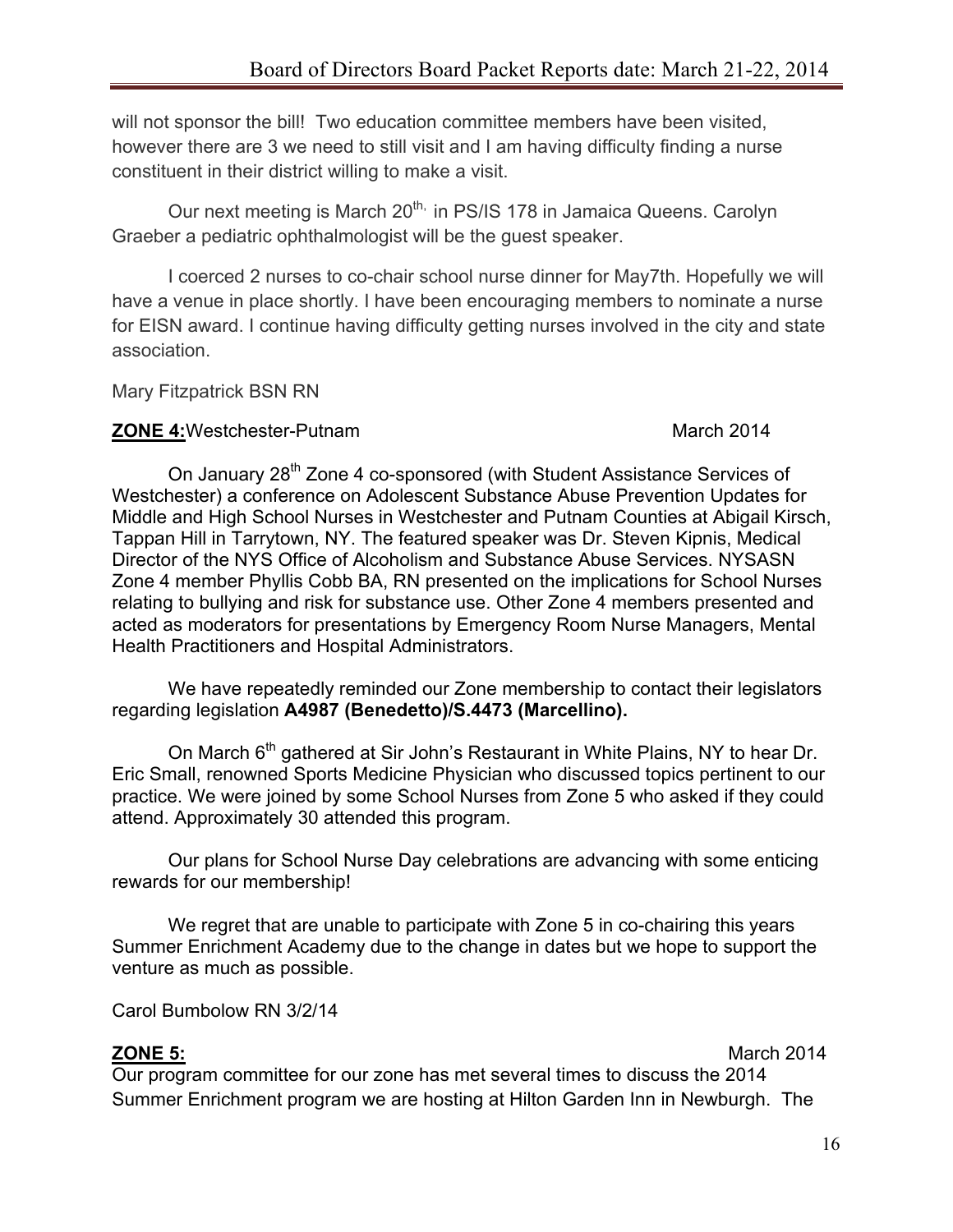will not sponsor the bill! Two education committee members have been visited, however there are 3 we need to still visit and I am having difficulty finding a nurse constituent in their district willing to make a visit.

Our next meeting is March 20th, in PS/IS 178 in Jamaica Queens. Carolyn Graeber a pediatric ophthalmologist will be the guest speaker.

I coerced 2 nurses to co-chair school nurse dinner for May7th. Hopefully we will have a venue in place shortly. I have been encouraging members to nominate a nurse for EISN award. I continue having difficulty getting nurses involved in the city and state association.

Mary Fitzpatrick BSN RN

**ZONE 4:** Westchester-Putnam March 2014

On January 28th Zone 4 co-sponsored (with Student Assistance Services of Westchester) a conference on Adolescent Substance Abuse Prevention Updates for Middle and High School Nurses in Westchester and Putnam Counties at Abigail Kirsch, Tappan Hill in Tarrytown, NY. The featured speaker was Dr. Steven Kipnis, Medical Director of the NYS Office of Alcoholism and Substance Abuse Services. NYSASN Zone 4 member Phyllis Cobb BA, RN presented on the implications for School Nurses relating to bullying and risk for substance use. Other Zone 4 members presented and acted as moderators for presentations by Emergency Room Nurse Managers, Mental Health Practitioners and Hospital Administrators.

We have repeatedly reminded our Zone membership to contact their legislators regarding legislation **A4987 (Benedetto)/S.4473 (Marcellino).**

On March 6th gathered at Sir John's Restaurant in White Plains, NY to hear Dr. Eric Small, renowned Sports Medicine Physician who discussed topics pertinent to our practice. We were joined by some School Nurses from Zone 5 who asked if they could attend. Approximately 30 attended this program.

Our plans for School Nurse Day celebrations are advancing with some enticing rewards for our membership!

We regret that are unable to participate with Zone 5 in co-chairing this years Summer Enrichment Academy due to the change in dates but we hope to support the venture as much as possible.

Carol Bumbolow RN 3/2/14

**ZONE 5:** March 2014

Our program committee for our zone has met several times to discuss the 2014 Summer Enrichment program we are hosting at Hilton Garden Inn in Newburgh. The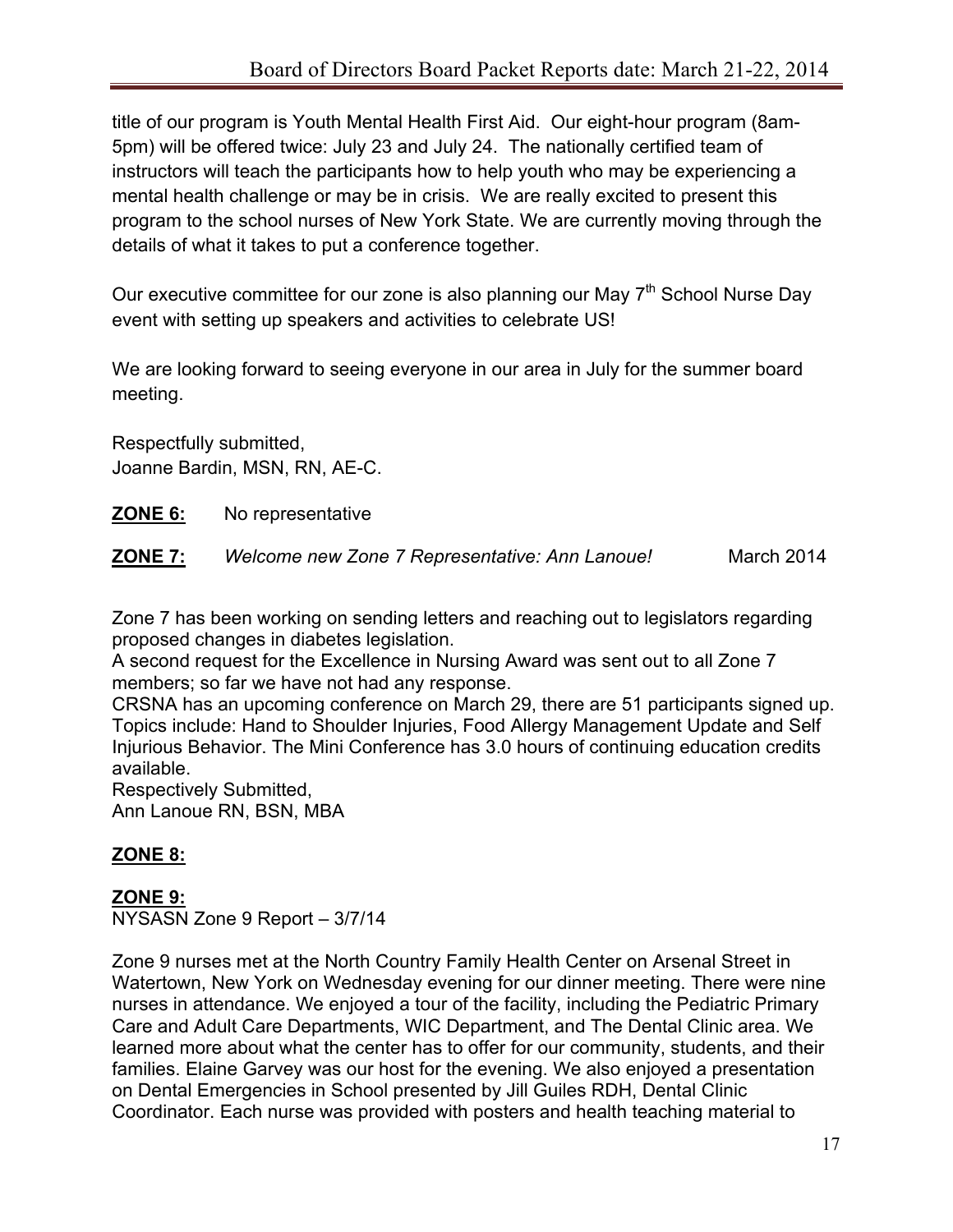title of our program is Youth Mental Health First Aid. Our eight-hour program (8am-5pm) will be offered twice: July 23 and July 24. The nationally certified team of instructors will teach the participants how to help youth who may be experiencing a mental health challenge or may be in crisis. We are really excited to present this program to the school nurses of New York State. We are currently moving through the details of what it takes to put a conference together.

Our executive committee for our zone is also planning our May 7th School Nurse Day event with setting up speakers and activities to celebrate US!

We are looking forward to seeing everyone in our area in July for the summer board meeting.

Respectfully submitted,
Joanne Bardin, MSN, RN, AE-C.

**ZONE 6:** No representative

**ZONE 7:** *Welcome new Zone 7 Representative: Ann Lanoue!* March 2014

Zone 7 has been working on sending letters and reaching out to legislators regarding proposed changes in diabetes legislation.
A second request for the Excellence in Nursing Award was sent out to all Zone 7 members; so far we have not had any response.
CRSNA has an upcoming conference on March 29, there are 51 participants signed up. Topics include: Hand to Shoulder Injuries, Food Allergy Management Update and Self Injurious Behavior. The Mini Conference has 3.0 hours of continuing education credits available.
Respectively Submitted,
Ann Lanoue RN, BSN, MBA

**ZONE 8:**

**ZONE 9:**
NYSASN Zone 9 Report – 3/7/14

Zone 9 nurses met at the North Country Family Health Center on Arsenal Street in Watertown, New York on Wednesday evening for our dinner meeting. There were nine nurses in attendance. We enjoyed a tour of the facility, including the Pediatric Primary Care and Adult Care Departments, WIC Department, and The Dental Clinic area. We learned more about what the center has to offer for our community, students, and their families. Elaine Garvey was our host for the evening. We also enjoyed a presentation on Dental Emergencies in School presented by Jill Guiles RDH, Dental Clinic Coordinator. Each nurse was provided with posters and health teaching material to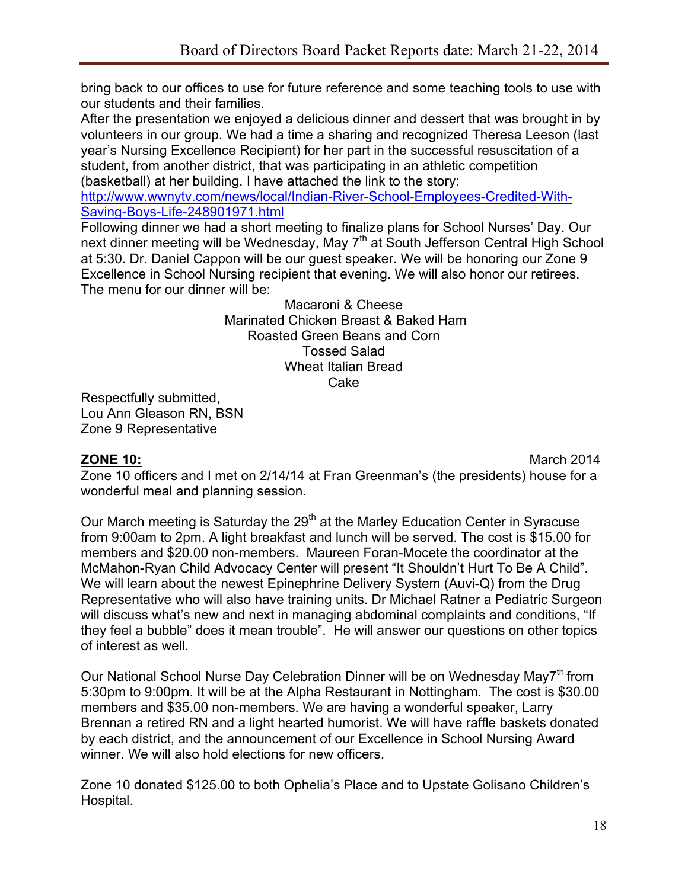bring back to our offices to use for future reference and some teaching tools to use with our students and their families.
After the presentation we enjoyed a delicious dinner and dessert that was brought in by volunteers in our group. We had a time a sharing and recognized Theresa Leeson (last year's Nursing Excellence Recipient) for her part in the successful resuscitation of a student, from another district, that was participating in an athletic competition (basketball) at her building. I have attached the link to the story:
[http://www.wwnytv.com/news/local/Indian-River-School-Employees-Credited-With-Saving-Boys-Life-248901971.html](http://www.wwnytv.com/news/local/Indian-River-School-Employees-Credited-With-Saving-Boys-Life-248901971.html)
Following dinner we had a short meeting to finalize plans for School Nurses' Day. Our next dinner meeting will be Wednesday, May 7th at South Jefferson Central High School at 5:30. Dr. Daniel Cappon will be our guest speaker. We will be honoring our Zone 9 Excellence in School Nursing recipient that evening. We will also honor our retirees. The menu for our dinner will be:

Macaroni & Cheese
Marinated Chicken Breast & Baked Ham
Roasted Green Beans and Corn
Tossed Salad
Wheat Italian Bread
Cake

Respectfully submitted,
Lou Ann Gleason RN, BSN
Zone 9 Representative

**ZONE 10:** March 2014

Zone 10 officers and I met on 2/14/14 at Fran Greenman's (the presidents) house for a wonderful meal and planning session.

Our March meeting is Saturday the 29th at the Marley Education Center in Syracuse from 9:00am to 2pm. A light breakfast and lunch will be served. The cost is $15.00 for members and $20.00 non-members. Maureen Foran-Mocete the coordinator at the McMahon-Ryan Child Advocacy Center will present "It Shouldn't Hurt To Be A Child". We will learn about the newest Epinephrine Delivery System (Auvi-Q) from the Drug Representative who will also have training units. Dr Michael Ratner a Pediatric Surgeon will discuss what's new and next in managing abdominal complaints and conditions, "If they feel a bubble" does it mean trouble". He will answer our questions on other topics of interest as well.

Our National School Nurse Day Celebration Dinner will be on Wednesday May7th from 5:30pm to 9:00pm. It will be at the Alpha Restaurant in Nottingham. The cost is $30.00 members and $35.00 non-members. We are having a wonderful speaker, Larry Brennan a retired RN and a light hearted humorist. We will have raffle baskets donated by each district, and the announcement of our Excellence in School Nursing Award winner. We will also hold elections for new officers.

Zone 10 donated $125.00 to both Ophelia's Place and to Upstate Golisano Children's Hospital.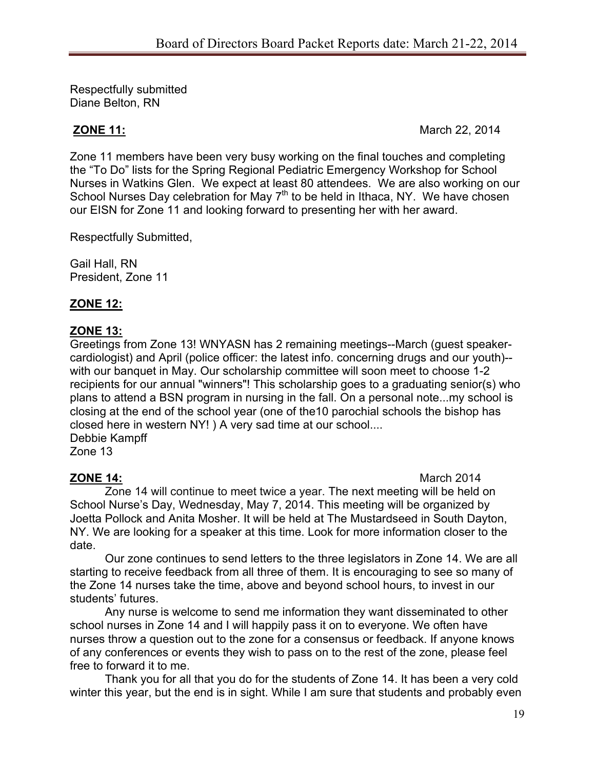Respectfully submitted
Diane Belton, RN

**ZONE 11:** March 22, 2014

Zone 11 members have been very busy working on the final touches and completing the "To Do" lists for the Spring Regional Pediatric Emergency Workshop for School Nurses in Watkins Glen. We expect at least 80 attendees. We are also working on our School Nurses Day celebration for May 7th to be held in Ithaca, NY. We have chosen our EISN for Zone 11 and looking forward to presenting her with her award.

Respectfully Submitted,

Gail Hall, RN
President, Zone 11

**ZONE 12:**

**ZONE 13:**
Greetings from Zone 13! WNYASN has 2 remaining meetings--March (guest speaker-cardiologist) and April (police officer: the latest info. concerning drugs and our youth)--with our banquet in May. Our scholarship committee will soon meet to choose 1-2 recipients for our annual "winners"! This scholarship goes to a graduating senior(s) who plans to attend a BSN program in nursing in the fall. On a personal note...my school is closing at the end of the school year (one of the10 parochial schools the bishop has closed here in western NY! ) A very sad time at our school....
Debbie Kampff
Zone 13

**ZONE 14:** March 2014

Zone 14 will continue to meet twice a year. The next meeting will be held on School Nurse's Day, Wednesday, May 7, 2014. This meeting will be organized by Joetta Pollock and Anita Mosher. It will be held at The Mustardseed in South Dayton, NY. We are looking for a speaker at this time. Look for more information closer to the date.

Our zone continues to send letters to the three legislators in Zone 14. We are all starting to receive feedback from all three of them. It is encouraging to see so many of the Zone 14 nurses take the time, above and beyond school hours, to invest in our students' futures.

Any nurse is welcome to send me information they want disseminated to other school nurses in Zone 14 and I will happily pass it on to everyone. We often have nurses throw a question out to the zone for a consensus or feedback. If anyone knows of any conferences or events they wish to pass on to the rest of the zone, please feel free to forward it to me.

Thank you for all that you do for the students of Zone 14. It has been a very cold winter this year, but the end is in sight. While I am sure that students and probably even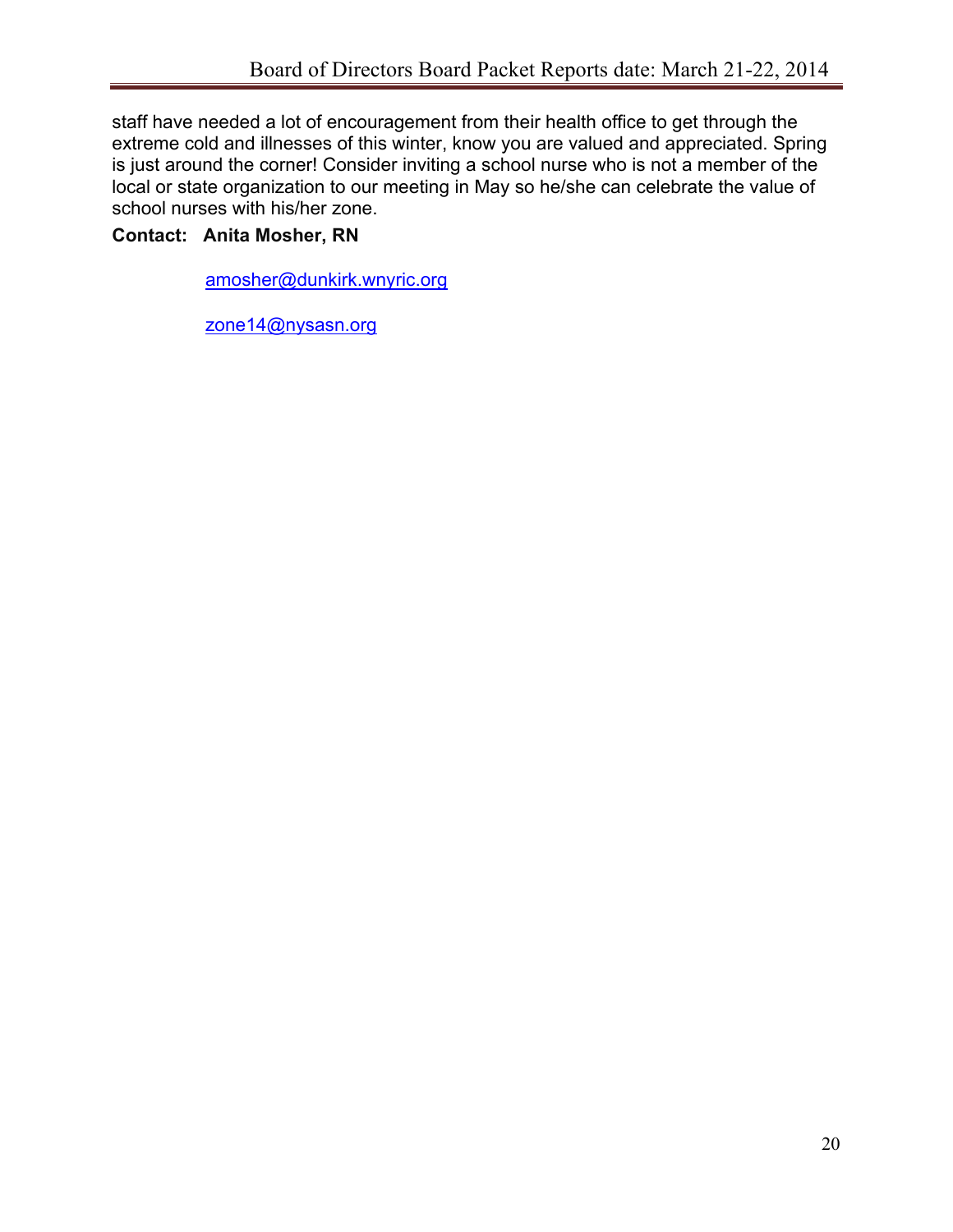staff have needed a lot of encouragement from their health office to get through the extreme cold and illnesses of this winter, know you are valued and appreciated. Spring is just around the corner! Consider inviting a school nurse who is not a member of the local or state organization to our meeting in May so he/she can celebrate the value of school nurses with his/her zone.

**Contact: Anita Mosher, RN**

amosher@dunkirk.wnyric.org

zone14@nysasn.org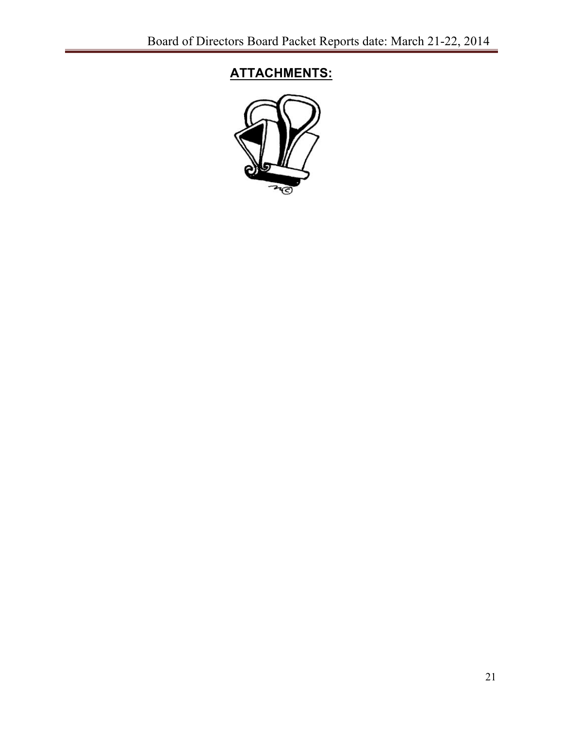## ATTACHMENTS: